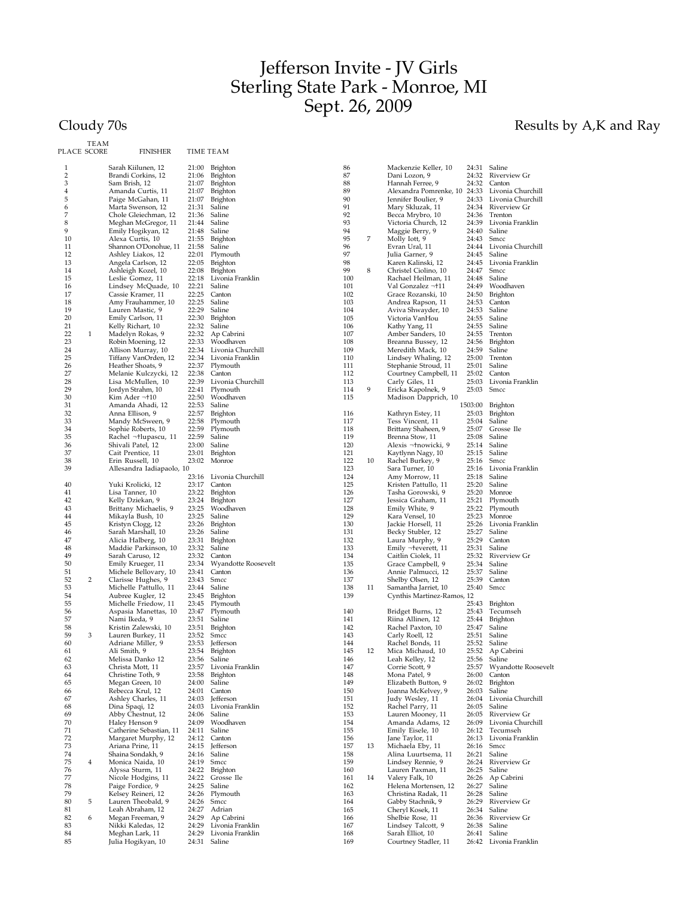# Jefferson Invite - JV Girls
# Sterling State Park - Monroe, MI
# Sept. 26, 2009

Cloudy 70s

Results by A,K and Ray

| PLACE | TEAM SCORE | FINISHER | TIME | TEAM |
|---|---|---|---|---|
| 1 | | Sarah Kiilunen, 12 | 21:00 | Brighton |
| 2 | | Brandi Corkins, 12 | 21:06 | Brighton |
| 3 | | Sam Brish, 12 | 21:07 | Brighton |
| 4 | | Amanda Curtis, 11 | 21:07 | Brighton |
| 5 | | Paige McGahan, 11 | 21:07 | Brighton |
| 6 | | Marta Swenson, 12 | 21:31 | Saline |
| 7 | | Chole Gleiechman, 12 | 21:36 | Saline |
| 8 | | Meghan McGregor, 11 | 21:44 | Saline |
| 9 | | Emily Hogikyan, 12 | 21:48 | Saline |
| 10 | | Alexa Curtis, 10 | 21:55 | Brighton |
| 11 | | Shannon O'Donohue, 11 | 21:58 | Saline |
| 12 | | Ashley Liakos, 12 | 22:01 | Plymouth |
| 13 | | Angela Carlson, 12 | 22:05 | Brighton |
| 14 | | Ashleigh Kozel, 10 | 22:08 | Brighton |
| 15 | | Leslie Gomez, 11 | 22:18 | Livonia Franklin |
| 16 | | Lindsey McQuade, 10 | 22:21 | Saline |
| 17 | | Cassie Kramer, 11 | 22:25 | Canton |
| 18 | | Amy Frauhammer, 10 | 22:25 | Saline |
| 19 | | Lauren Mastic, 9 | 22:29 | Saline |
| 20 | | Emily Carlson, 11 | 22:30 | Brighton |
| 21 | | Kelly Richart, 10 | 22:32 | Saline |
| 22 | 1 | Madelyn Rokas, 9 | 22:32 | Ap Cabrini |
| 23 | | Robin Moening, 12 | 22:33 | Woodhaven |
| 24 | | Allison Murray, 10 | 22:34 | Livonia Churchill |
| 25 | | Tiffany VanOrden, 12 | 22:34 | Livonia Franklin |
| 26 | | Heather Shoats, 9 | 22:37 | Plymouth |
| 27 | | Melanie Kulczycki, 12 | 22:38 | Canton |
| 28 | | Lisa McMullen, 10 | 22:39 | Livonia Churchill |
| 29 | | Jordyn Strahm, 10 | 22:41 | Plymouth |
| 30 | | Kim Ader ¬†10 | 22:50 | Woodhaven |
| 31 | | Amanda Ahadi, 12 | 22:53 | Saline |
| 32 | | Anna Ellison, 9 | 22:57 | Brighton |
| 33 | | Mandy McSween, 9 | 22:58 | Plymouth |
| 34 | | Sophie Roberts, 10 | 22:59 | Plymouth |
| 35 | | Rachel ¬†lupascu, 11 | 22:59 | Saline |
| 36 | | Shivali Patel, 12 | 23:00 | Saline |
| 37 | | Cait Prentice, 11 | 23:01 | Brighton |
| 38 | | Erin Russell, 10 | 23:02 | Monroe |
| 39 | | Allesandra Iadiapaolo, 10 | 23:16 | Livonia Churchill |
| 40 | | Yuki Krolicki, 12 | 23:17 | Canton |
| 41 | | Lisa Tanner, 10 | 23:22 | Brighton |
| 42 | | Kelly Dziekan, 9 | 23:24 | Brighton |
| 43 | | Brittany Michaelis, 9 | 23:25 | Woodhaven |
| 44 | | Mikayla Bush, 10 | 23:25 | Saline |
| 45 | | Kristyn Clogg, 12 | 23:26 | Brighton |
| 46 | | Sarah Marshall, 10 | 23:26 | Saline |
| 47 | | Alicia Halberg, 10 | 23:31 | Brighton |
| 48 | | Maddie Parkinson, 10 | 23:32 | Saline |
| 49 | | Sarah Caruso, 12 | 23:32 | Canton |
| 50 | | Emily Krueger, 11 | 23:34 | Wyandotte Roosevelt |
| 51 | | Michele Bellovary, 10 | 23:41 | Canton |
| 52 | 2 | Clarisse Hughes, 9 | 23:43 | Smcc |
| 53 | | Michelle Pattullo, 11 | 23:44 | Saline |
| 54 | | Aubree Kugler, 12 | 23:45 | Brighton |
| 55 | | Michelle Friedow, 11 | 23:45 | Plymouth |
| 56 | | Aspasia Manettas, 10 | 23:47 | Plymouth |
| 57 | | Nami Ikeda, 9 | 23:51 | Saline |
| 58 | | Kristin Zalewski, 10 | 23:51 | Brighton |
| 59 | 3 | Lauren Burkey, 11 | 23:52 | Smcc |
| 60 | | Adriane Miller, 9 | 23:53 | Jefferson |
| 61 | | Ali Smith, 9 | 23:54 | Brighton |
| 62 | | Melissa Danko 12 | 23:56 | Saline |
| 63 | | Christa Mott, 11 | 23:57 | Livonia Franklin |
| 64 | | Christine Toth, 9 | 23:58 | Brighton |
| 65 | | Megan Green, 10 | 24:00 | Saline |
| 66 | | Rebecca Krul, 12 | 24:01 | Canton |
| 67 | | Ashley Charles, 11 | 24:03 | Jefferson |
| 68 | | Dina Spaqi, 12 | 24:03 | Livonia Franklin |
| 69 | | Abby Chestnut, 12 | 24:06 | Saline |
| 70 | | Haley Henson 9 | 24:09 | Woodhaven |
| 71 | | Catherine Sebastian, 11 | 24:11 | Saline |
| 72 | | Margaret Murphy, 12 | 24:12 | Canton |
| 73 | | Ariana Prine, 11 | 24:15 | Jefferson |
| 74 | | Shaina Sondakh, 9 | 24:16 | Saline |
| 75 | 4 | Monica Naida, 10 | 24:19 | Smcc |
| 76 | | Alyssa Sturm, 11 | 24:22 | Brighton |
| 77 | | Nicole Hodgins, 11 | 24:22 | Grosse Ile |
| 78 | | Paige Fordice, 9 | 24:25 | Saline |
| 79 | | Kelsey Reineri, 12 | 24:26 | Plymouth |
| 80 | 5 | Lauren Theobald, 9 | 24:26 | Smcc |
| 81 | | Leah Abraham, 12 | 24:27 | Adrian |
| 82 | 6 | Megan Freeman, 9 | 24:29 | Ap Cabrini |
| 83 | | Nikki Kaledas, 12 | 24:29 | Livonia Franklin |
| 84 | | Meghan Lark, 11 | 24:29 | Livonia Franklin |
| 85 | | Julia Hogikyan, 10 | 24:31 | Saline |
| 86 | | Mackenzie Keller, 10 | 24:31 | Saline |
| 87 | | Dani Lozon, 9 | 24:32 | Riverview Gr |
| 88 | | Hannah Ferree, 9 | 24:32 | Canton |
| 89 | | Alexandra Pomrenke, 10 | 24:33 | Livonia Churchill |
| 90 | | Jennifer Boulier, 9 | 24:33 | Livonia Churchill |
| 91 | | Mary Skluzak, 11 | 24:34 | Riverview Gr |
| 92 | | Becca Mrybro, 10 | 24:36 | Trenton |
| 93 | | Victoria Church, 12 | 24:39 | Livonia Franklin |
| 94 | | Maggie Berry, 9 | 24:40 | Saline |
| 95 | 7 | Molly Iott, 9 | 24:43 | Smcc |
| 96 | | Evran Ural, 11 | 24:44 | Livonia Churchill |
| 97 | | Julia Garner, 9 | 24:45 | Saline |
| 98 | | Karen Kalinski, 12 | 24:45 | Livonia Franklin |
| 99 | 8 | Christel Ciolino, 10 | 24:47 | Smcc |
| 100 | | Rachael Heilman, 11 | 24:48 | Saline |
| 101 | | Val Gonzalez ¬†11 | 24:49 | Woodhaven |
| 102 | | Grace Rozanski, 10 | 24:50 | Brighton |
| 103 | | Andrea Rapson, 11 | 24:53 | Canton |
| 104 | | Aviva Shwayder, 10 | 24:53 | Saline |
| 105 | | Victoria VanHou | 24:55 | Saline |
| 106 | | Kathy Yang, 11 | 24:55 | Saline |
| 107 | | Amber Sanders, 10 | 24:55 | Trenton |
| 108 | | Breanna Bussey, 12 | 24:56 | Brighton |
| 109 | | Meredith Mack, 10 | 24:59 | Saline |
| 110 | | Lindsey Whaling, 12 | 25:00 | Trenton |
| 111 | | Stephanie Stroud, 11 | 25:01 | Saline |
| 112 | | Courtney Campbell, 11 | 25:02 | Canton |
| 113 | | Carly Giles, 11 | 25:03 | Livonia Franklin |
| 114 | 9 | Ericka Kapolnek, 9 | 25:03 | Smcc |
| 115 | | Madison Dapprich, 10 | 1503:00 | Brighton |
| 116 | | Kathryn Estey, 11 | 25:03 | Brighton |
| 117 | | Tess Vincent, 11 | 25:04 | Saline |
| 118 | | Brittany Shaheen, 9 | 25:07 | Grosse Ile |
| 119 | | Brenna Stow, 11 | 25:08 | Saline |
| 120 | | Alexis ¬†nowicki, 9 | 25:14 | Saline |
| 121 | | Kaytlynn Nagy, 10 | 25:15 | Saline |
| 122 | 10 | Rachel Burkey, 9 | 25:16 | Smcc |
| 123 | | Sara Turner, 10 | 25:16 | Livonia Franklin |
| 124 | | Amy Morrow, 11 | 25:18 | Saline |
| 125 | | Kristen Pattullo, 11 | 25:20 | Saline |
| 126 | | Tasha Gorowski, 9 | 25:20 | Monroe |
| 127 | | Jessica Graham, 11 | 25:21 | Plymouth |
| 128 | | Emily White, 9 | 25:22 | Plymouth |
| 129 | | Kara Vensel, 10 | 25:23 | Monroe |
| 130 | | Jackie Horsell, 11 | 25:26 | Livonia Franklin |
| 131 | | Becky Stubler, 12 | 25:27 | Saline |
| 132 | | Laura Murphy, 9 | 25:29 | Canton |
| 133 | | Emily ¬†everett, 11 | 25:31 | Saline |
| 134 | | Caitlin Ciolek, 11 | 25:32 | Riverview Gr |
| 135 | | Grace Campbell, 9 | 25:34 | Saline |
| 136 | | Annie Palmucci, 12 | 25:37 | Saline |
| 137 | | Shelby Olsen, 12 | 25:39 | Canton |
| 138 | 11 | Samantha Jarriet, 10 | 25:40 | Smcc |
| 139 | | Cynthis Martinez-Ramos, 12 | 25:43 | Brighton |
| 140 | | Bridget Burns, 12 | 25:43 | Tecumseh |
| 141 | | Riina Allinen, 12 | 25:44 | Brighton |
| 142 | | Rachel Paxton, 10 | 25:47 | Saline |
| 143 | | Carly Roell, 12 | 25:51 | Saline |
| 144 | | Rachel Bonds, 11 | 25:52 | Saline |
| 145 | 12 | Mica Michaud, 10 | 25:52 | Ap Cabrini |
| 146 | | Leah Kelley, 12 | 25:56 | Saline |
| 147 | | Corrie Scott, 9 | 25:57 | Wyandotte Roosevelt |
| 148 | | Mona Patel, 9 | 26:00 | Canton |
| 149 | | Elizabeth Button, 9 | 26:02 | Brighton |
| 150 | | Joanna McKelvey, 9 | 26:03 | Saline |
| 151 | | Judy Wesley, 11 | 26:04 | Livonia Churchill |
| 152 | | Rachel Parry, 11 | 26:05 | Saline |
| 153 | | Lauren Mooney, 11 | 26:05 | Riverview Gr |
| 154 | | Amanda Adams, 12 | 26:09 | Livonia Churchill |
| 155 | | Emily Eisele, 10 | 26:12 | Tecumseh |
| 156 | | Jane Taylor, 11 | 26:13 | Livonia Franklin |
| 157 | 13 | Michaela Eby, 11 | 26:16 | Smcc |
| 158 | | Alina Luurtsema, 11 | 26:21 | Saline |
| 159 | | Lindsey Rennie, 9 | 26:24 | Riverview Gr |
| 160 | | Lauren Paxman, 11 | 26:25 | Saline |
| 161 | 14 | Valery Falk, 10 | 26:26 | Ap Cabrini |
| 162 | | Helena Mortensen, 12 | 26:27 | Saline |
| 163 | | Christina Radak, 11 | 26:28 | Saline |
| 164 | | Gabby Stachnik, 9 | 26:29 | Riverview Gr |
| 165 | | Cheryl Kosek, 11 | 26:34 | Saline |
| 166 | | Shelbie Rose, 11 | 26:36 | Riverview Gr |
| 167 | | Lindsey Talcott, 9 | 26:38 | Saline |
| 168 | | Sarah Elliot, 10 | 26:41 | Saline |
| 169 | | Courtney Stadler, 11 | 26:42 | Livonia Franklin |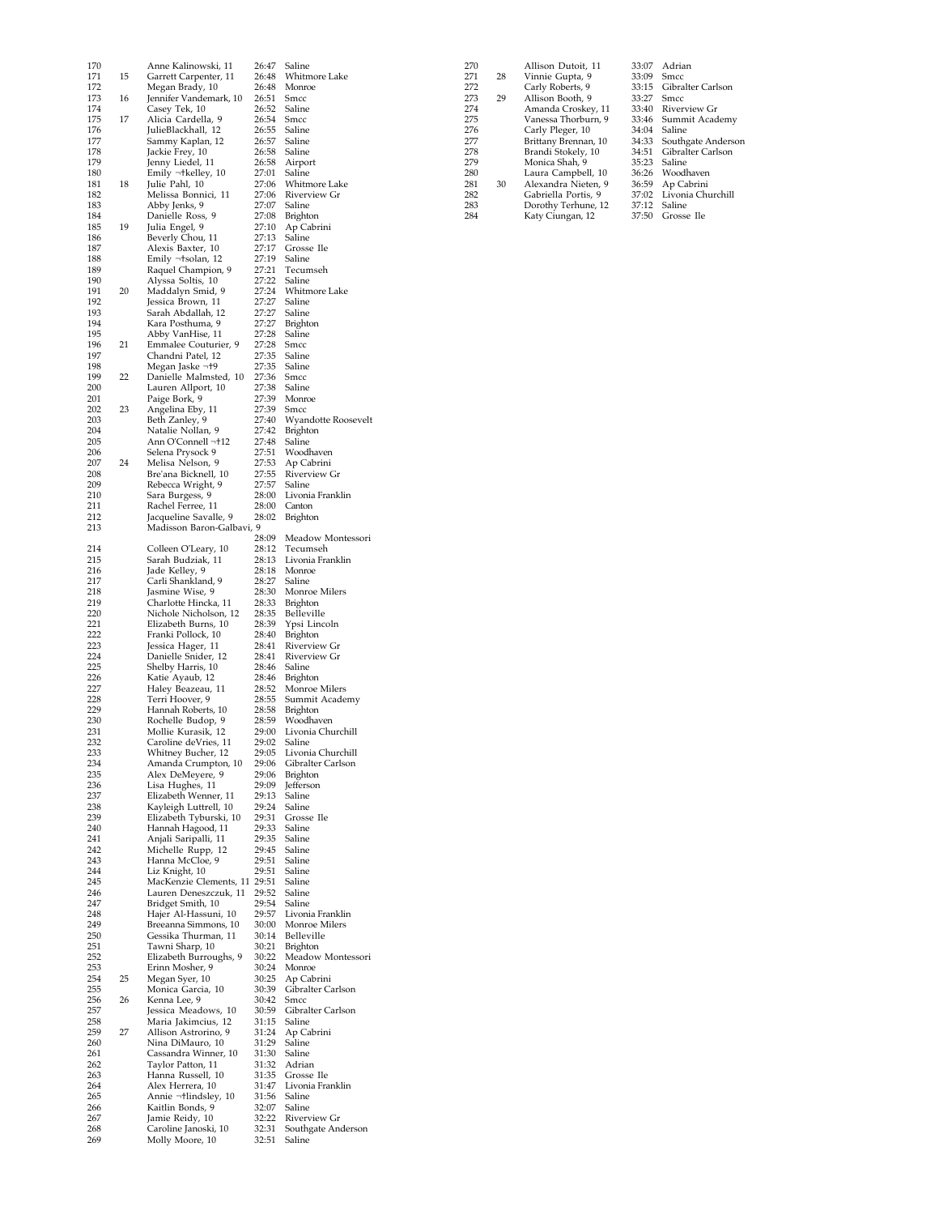| | | | | |
|---|---|---|---|---|
| 170 | | Anne Kalinowski, 11 | 26:47 | Saline |
| 171 | 15 | Garrett Carpenter, 11 | 26:48 | Whitmore Lake |
| 172 | | Megan Brady, 10 | 26:48 | Monroe |
| 173 | 16 | Jennifer Vandemark, 10 | 26:51 | Smcc |
| 174 | | Casey Tek, 10 | 26:52 | Saline |
| 175 | 17 | Alicia Cardella, 9 | 26:54 | Smcc |
| 176 | | JulieBlackhall, 12 | 26:55 | Saline |
| 177 | | Sammy Kaplan, 12 | 26:57 | Saline |
| 178 | | Jackie Frey, 10 | 26:58 | Saline |
| 179 | | Jenny Liedel, 11 | 26:58 | Airport |
| 180 | | Emily ¬†kelley, 10 | 27:01 | Saline |
| 181 | 18 | Julie Pahl, 10 | 27:06 | Whitmore Lake |
| 182 | | Melissa Bonnici, 11 | 27:06 | Riverview Gr |
| 183 | | Abby Jenks, 9 | 27:07 | Saline |
| 184 | | Danielle Ross, 9 | 27:08 | Brighton |
| 185 | 19 | Julia Engel, 9 | 27:10 | Ap Cabrini |
| 186 | | Beverly Chou, 11 | 27:13 | Saline |
| 187 | | Alexis Baxter, 10 | 27:17 | Grosse Ile |
| 188 | | Emily ¬†solan, 12 | 27:19 | Saline |
| 189 | | Raquel Champion, 9 | 27:21 | Tecumseh |
| 190 | | Alyssa Soltis, 10 | 27:22 | Saline |
| 191 | 20 | Maddalyn Smid, 9 | 27:24 | Whitmore Lake |
| 192 | | Jessica Brown, 11 | 27:27 | Saline |
| 193 | | Sarah Abdallah, 12 | 27:27 | Saline |
| 194 | | Kara Posthuma, 9 | 27:27 | Brighton |
| 195 | | Abby VanHise, 11 | 27:28 | Saline |
| 196 | 21 | Emmalee Couturier, 9 | 27:28 | Smcc |
| 197 | | Chandni Patel, 12 | 27:35 | Saline |
| 198 | | Megan Jaske ¬†9 | 27:35 | Saline |
| 199 | 22 | Danielle Malmsted, 10 | 27:36 | Smcc |
| 200 | | Lauren Allport, 10 | 27:38 | Saline |
| 201 | | Paige Bork, 9 | 27:39 | Monroe |
| 202 | 23 | Angelina Eby, 11 | 27:39 | Smcc |
| 203 | | Beth Zanley, 9 | 27:40 | Wyandotte Roosevelt |
| 204 | | Natalie Nollan, 9 | 27:42 | Brighton |
| 205 | | Ann O'Connell ¬†12 | 27:48 | Saline |
| 206 | | Selena Prysock 9 | 27:51 | Woodhaven |
| 207 | 24 | Melisa Nelson, 9 | 27:53 | Ap Cabrini |
| 208 | | Bre'ana Bicknell, 10 | 27:55 | Riverview Gr |
| 209 | | Rebecca Wright, 9 | 27:57 | Saline |
| 210 | | Sara Burgess, 9 | 28:00 | Livonia Franklin |
| 211 | | Rachel Ferree, 11 | 28:00 | Canton |
| 212 | | Jacqueline Savalle, 9 | 28:02 | Brighton |
| 213 | | Madisson Baron-Galbavi, 9 | 28:09 | Meadow Montessori |
| 214 | | Colleen O'Leary, 10 | 28:12 | Tecumseh |
| 215 | | Sarah Budziak, 11 | 28:13 | Livonia Franklin |
| 216 | | Jade Kelley, 9 | 28:18 | Monroe |
| 217 | | Carli Shankland, 9 | 28:27 | Saline |
| 218 | | Jasmine Wise, 9 | 28:30 | Monroe Milers |
| 219 | | Charlotte Hincka, 11 | 28:33 | Brighton |
| 220 | | Nichole Nicholson, 12 | 28:35 | Belleville |
| 221 | | Elizabeth Burns, 10 | 28:39 | Ypsi Lincoln |
| 222 | | Franki Pollock, 10 | 28:40 | Brighton |
| 223 | | Jessica Hager, 11 | 28:41 | Riverview Gr |
| 224 | | Danielle Snider, 12 | 28:41 | Riverview Gr |
| 225 | | Shelby Harris, 10 | 28:46 | Saline |
| 226 | | Katie Ayaub, 12 | 28:46 | Brighton |
| 227 | | Haley Beazeau, 11 | 28:52 | Monroe Milers |
| 228 | | Terri Hoover, 9 | 28:55 | Summit Academy |
| 229 | | Hannah Roberts, 10 | 28:58 | Brighton |
| 230 | | Rochelle Budop, 9 | 28:59 | Woodhaven |
| 231 | | Mollie Kurasik, 12 | 29:00 | Livonia Churchill |
| 232 | | Caroline deVries, 11 | 29:02 | Saline |
| 233 | | Whitney Bucher, 12 | 29:05 | Livonia Churchill |
| 234 | | Amanda Crumpton, 10 | 29:06 | Gibralter Carlson |
| 235 | | Alex DeMeyere, 9 | 29:06 | Brighton |
| 236 | | Lisa Hughes, 11 | 29:09 | Jefferson |
| 237 | | Elizabeth Wenner, 11 | 29:13 | Saline |
| 238 | | Kayleigh Luttrell, 10 | 29:24 | Saline |
| 239 | | Elizabeth Tyburski, 10 | 29:31 | Grosse Ile |
| 240 | | Hannah Hagood, 11 | 29:33 | Saline |
| 241 | | Anjali Saripalli, 11 | 29:35 | Saline |
| 242 | | Michelle Rupp, 12 | 29:45 | Saline |
| 243 | | Hanna McCloe, 9 | 29:51 | Saline |
| 244 | | Liz Knight, 10 | 29:51 | Saline |
| 245 | | MacKenzie Clements, 11 | 29:51 | Saline |
| 246 | | Lauren Deneszczuk, 11 | 29:52 | Saline |
| 247 | | Bridget Smith, 10 | 29:54 | Saline |
| 248 | | Hajer Al-Hassuni, 10 | 29:57 | Livonia Franklin |
| 249 | | Breeanna Simmons, 10 | 30:00 | Monroe Milers |
| 250 | | Gessika Thurman, 11 | 30:14 | Belleville |
| 251 | | Tawni Sharp, 10 | 30:21 | Brighton |
| 252 | | Elizabeth Burroughs, 9 | 30:22 | Meadow Montessori |
| 253 | | Erinn Mosher, 9 | 30:24 | Monroe |
| 254 | 25 | Megan Syer, 10 | 30:25 | Ap Cabrini |
| 255 | | Monica Garcia, 10 | 30:39 | Gibralter Carlson |
| 256 | 26 | Kenna Lee, 9 | 30:42 | Smcc |
| 257 | | Jessica Meadows, 10 | 30:59 | Gibralter Carlson |
| 258 | | Maria Jakimcius, 12 | 31:15 | Saline |
| 259 | 27 | Allison Astrorino, 9 | 31:24 | Ap Cabrini |
| 260 | | Nina DiMauro, 10 | 31:29 | Saline |
| 261 | | Cassandra Winner, 10 | 31:30 | Saline |
| 262 | | Taylor Patton, 11 | 31:32 | Adrian |
| 263 | | Hanna Russell, 10 | 31:35 | Grosse Ile |
| 264 | | Alex Herrera, 10 | 31:47 | Livonia Franklin |
| 265 | | Annie ¬†lindsley, 10 | 31:56 | Saline |
| 266 | | Kaitlin Bonds, 9 | 32:07 | Saline |
| 267 | | Jamie Reidy, 10 | 32:22 | Riverview Gr |
| 268 | | Caroline Janoski, 10 | 32:31 | Southgate Anderson |
| 269 | | Molly Moore, 10 | 32:51 | Saline |
| 270 | | Allison Dutoit, 11 | 33:07 | Adrian |
| 271 | 28 | Vinnie Gupta, 9 | 33:09 | Smcc |
| 272 | | Carly Roberts, 9 | 33:15 | Gibralter Carlson |
| 273 | 29 | Allison Booth, 9 | 33:27 | Smcc |
| 274 | | Amanda Croskey, 11 | 33:40 | Riverview Gr |
| 275 | | Vanessa Thorburn, 9 | 33:46 | Summit Academy |
| 276 | | Carly Pleger, 10 | 34:04 | Saline |
| 277 | | Brittany Brennan, 10 | 34:33 | Southgate Anderson |
| 278 | | Brandi Stokely, 10 | 34:51 | Gibralter Carlson |
| 279 | | Monica Shah, 9 | 35:23 | Saline |
| 280 | | Laura Campbell, 10 | 36:26 | Woodhaven |
| 281 | 30 | Alexandra Nieten, 9 | 36:59 | Ap Cabrini |
| 282 | | Gabriella Portis, 9 | 37:02 | Livonia Churchill |
| 283 | | Dorothy Terhune, 12 | 37:12 | Saline |
| 284 | | Katy Ciungan, 12 | 37:50 | Grosse Ile |